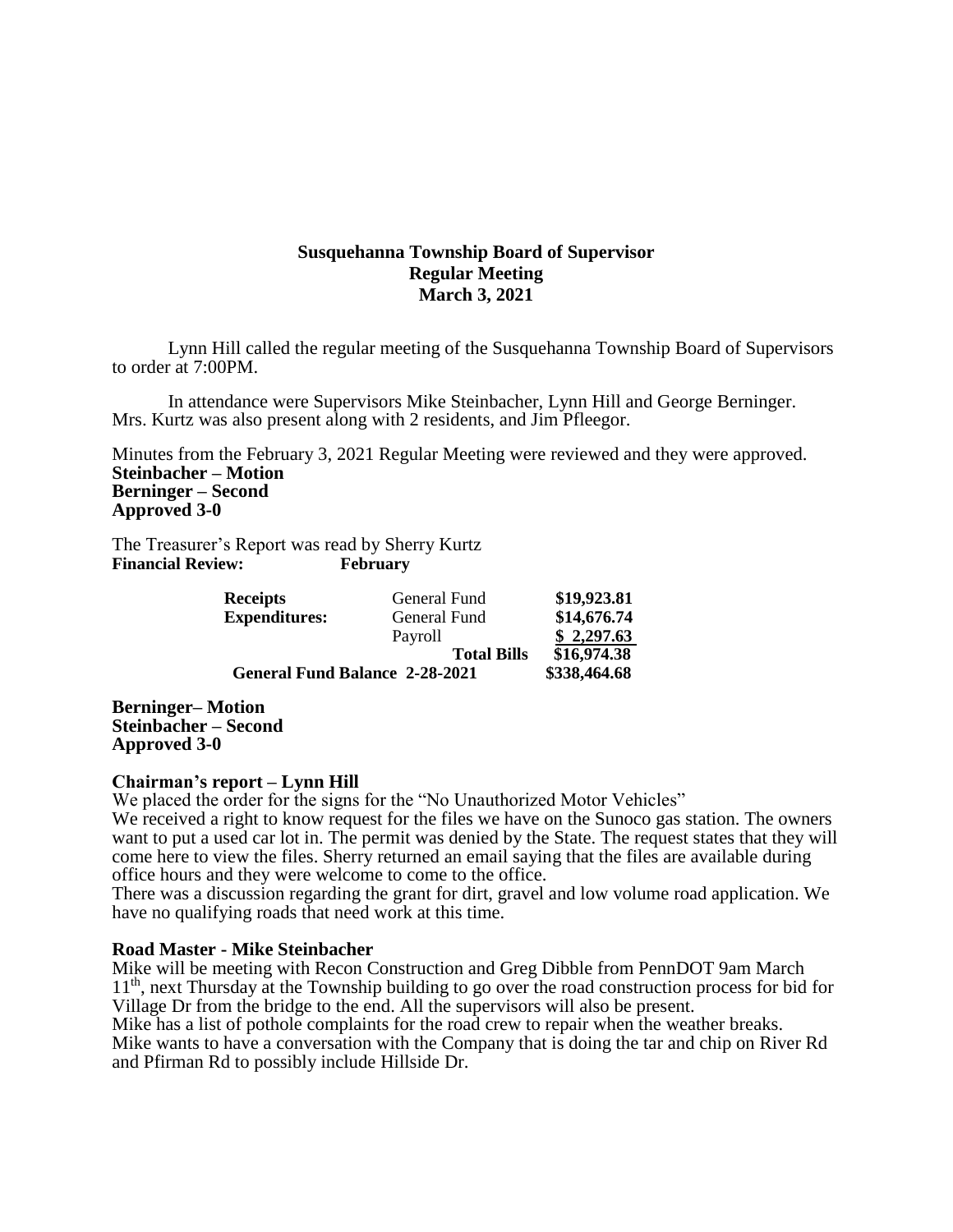# Susquehanna Township Board of Supervisor
## Regular Meeting
## March 3, 2021

Lynn Hill called the regular meeting of the Susquehanna Township Board of Supervisors to order at 7:00PM.

In attendance were Supervisors Mike Steinbacher, Lynn Hill and George Berninger. Mrs. Kurtz was also present along with 2 residents, and Jim Pfleegor.

Minutes from the February 3, 2021 Regular Meeting were reviewed and they were approved.
**Steinbacher – Motion**
**Berninger – Second**
**Approved 3-0**

The Treasurer's Report was read by Sherry Kurtz
**Financial Review: February**

| | | |
|---|---|---|
| **Receipts** | General Fund | **\$19,923.81** |
| **Expenditures:** | General Fund | **\$14,676.74** |
| | Payroll | **\$ 2,297.63** |
| | **Total Bills** | **\$16,974.38** |
| **General Fund Balance 2-28-2021** | | **\$338,464.68** |

**Berninger– Motion**
**Steinbacher – Second**
**Approved 3-0**

**Chairman's report – Lynn Hill**
We placed the order for the signs for the "No Unauthorized Motor Vehicles"
We received a right to know request for the files we have on the Sunoco gas station. The owners want to put a used car lot in. The permit was denied by the State. The request states that they will come here to view the files. Sherry returned an email saying that the files are available during office hours and they were welcome to come to the office.
There was a discussion regarding the grant for dirt, gravel and low volume road application. We have no qualifying roads that need work at this time.

**Road Master - Mike Steinbacher**
Mike will be meeting with Recon Construction and Greg Dibble from PennDOT 9am March 11th, next Thursday at the Township building to go over the road construction process for bid for Village Dr from the bridge to the end. All the supervisors will also be present.
Mike has a list of pothole complaints for the road crew to repair when the weather breaks.
Mike wants to have a conversation with the Company that is doing the tar and chip on River Rd and Pfirman Rd to possibly include Hillside Dr.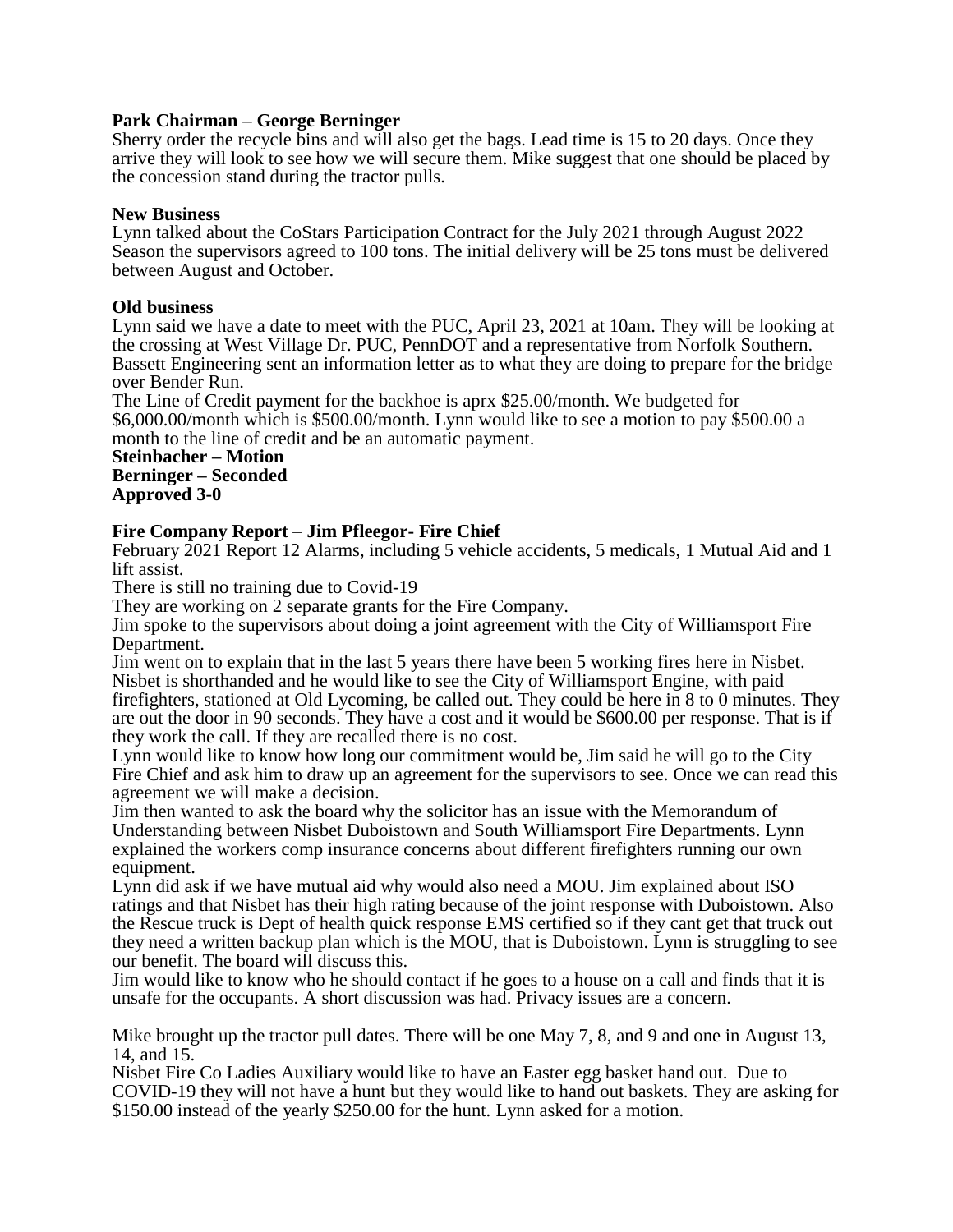**Park Chairman – George Berninger**

Sherry order the recycle bins and will also get the bags. Lead time is 15 to 20 days. Once they arrive they will look to see how we will secure them. Mike suggest that one should be placed by the concession stand during the tractor pulls.

**New Business**

Lynn talked about the CoStars Participation Contract for the July 2021 through August 2022 Season the supervisors agreed to 100 tons. The initial delivery will be 25 tons must be delivered between August and October.

**Old business**

Lynn said we have a date to meet with the PUC, April 23, 2021 at 10am. They will be looking at the crossing at West Village Dr. PUC, PennDOT and a representative from Norfolk Southern. Bassett Engineering sent an information letter as to what they are doing to prepare for the bridge over Bender Run.

The Line of Credit payment for the backhoe is aprx \$25.00/month. We budgeted for \$6,000.00/month which is \$500.00/month. Lynn would like to see a motion to pay \$500.00 a month to the line of credit and be an automatic payment.

**Steinbacher – Motion**
**Berninger – Seconded**
**Approved 3-0**

**Fire Company Report** – **Jim Pfleegor- Fire Chief**

February 2021 Report 12 Alarms, including 5 vehicle accidents, 5 medicals, 1 Mutual Aid and 1 lift assist.

There is still no training due to Covid-19

They are working on 2 separate grants for the Fire Company.

Jim spoke to the supervisors about doing a joint agreement with the City of Williamsport Fire Department.

Jim went on to explain that in the last 5 years there have been 5 working fires here in Nisbet. Nisbet is shorthanded and he would like to see the City of Williamsport Engine, with paid firefighters, stationed at Old Lycoming, be called out. They could be here in 8 to 0 minutes. They are out the door in 90 seconds. They have a cost and it would be \$600.00 per response. That is if they work the call. If they are recalled there is no cost.

Lynn would like to know how long our commitment would be, Jim said he will go to the City Fire Chief and ask him to draw up an agreement for the supervisors to see. Once we can read this agreement we will make a decision.

Jim then wanted to ask the board why the solicitor has an issue with the Memorandum of Understanding between Nisbet Duboistown and South Williamsport Fire Departments. Lynn explained the workers comp insurance concerns about different firefighters running our own equipment.

Lynn did ask if we have mutual aid why would also need a MOU. Jim explained about ISO ratings and that Nisbet has their high rating because of the joint response with Duboistown. Also the Rescue truck is Dept of health quick response EMS certified so if they cant get that truck out they need a written backup plan which is the MOU, that is Duboistown. Lynn is struggling to see our benefit. The board will discuss this.

Jim would like to know who he should contact if he goes to a house on a call and finds that it is unsafe for the occupants. A short discussion was had. Privacy issues are a concern.

Mike brought up the tractor pull dates. There will be one May 7, 8, and 9 and one in August 13, 14, and 15.

Nisbet Fire Co Ladies Auxiliary would like to have an Easter egg basket hand out. Due to COVID-19 they will not have a hunt but they would like to hand out baskets. They are asking for \$150.00 instead of the yearly \$250.00 for the hunt. Lynn asked for a motion.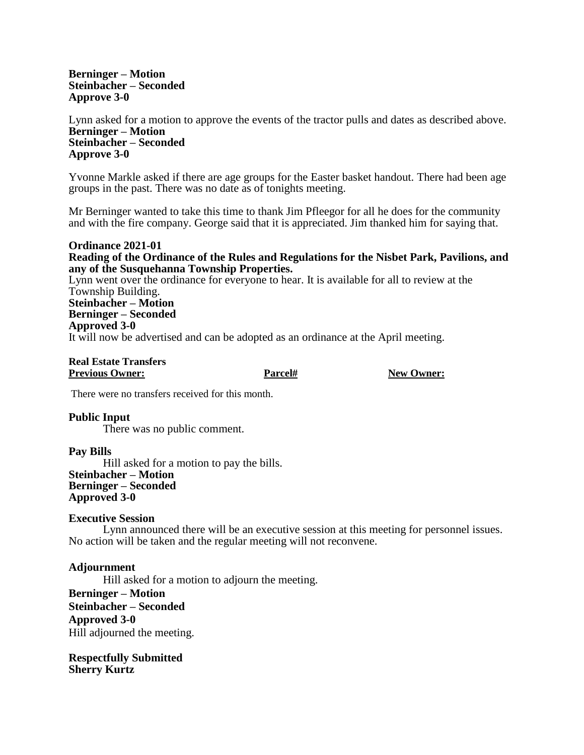**Berninger – Motion**
**Steinbacher – Seconded**
**Approve 3-0**

Lynn asked for a motion to approve the events of the tractor pulls and dates as described above.
**Berninger – Motion**
**Steinbacher – Seconded**
**Approve 3-0**

Yvonne Markle asked if there are age groups for the Easter basket handout. There had been age groups in the past. There was no date as of tonights meeting.

Mr Berninger wanted to take this time to thank Jim Pfleegor for all he does for the community and with the fire company. George said that it is appreciated. Jim thanked him for saying that.

**Ordinance 2021-01**
**Reading of the Ordinance of the Rules and Regulations for the Nisbet Park, Pavilions, and any of the Susquehanna Township Properties.**
Lynn went over the ordinance for everyone to hear. It is available for all to review at the Township Building.
**Steinbacher – Motion**
**Berninger – Seconded**
**Approved 3-0**
It will now be advertised and can be adopted as an ordinance at the April meeting.

**Real Estate Transfers**

| **Previous Owner:** | **Parcel#** | **New Owner:** |
|---|---|---|

There were no transfers received for this month.

**Public Input**
There was no public comment.

**Pay Bills**
Hill asked for a motion to pay the bills.
**Steinbacher – Motion**
**Berninger – Seconded**
**Approved 3-0**

**Executive Session**
Lynn announced there will be an executive session at this meeting for personnel issues. No action will be taken and the regular meeting will not reconvene.

**Adjournment**
Hill asked for a motion to adjourn the meeting.
**Berninger – Motion**
**Steinbacher – Seconded**
**Approved 3-0**
Hill adjourned the meeting.

**Respectfully Submitted**
**Sherry Kurtz**